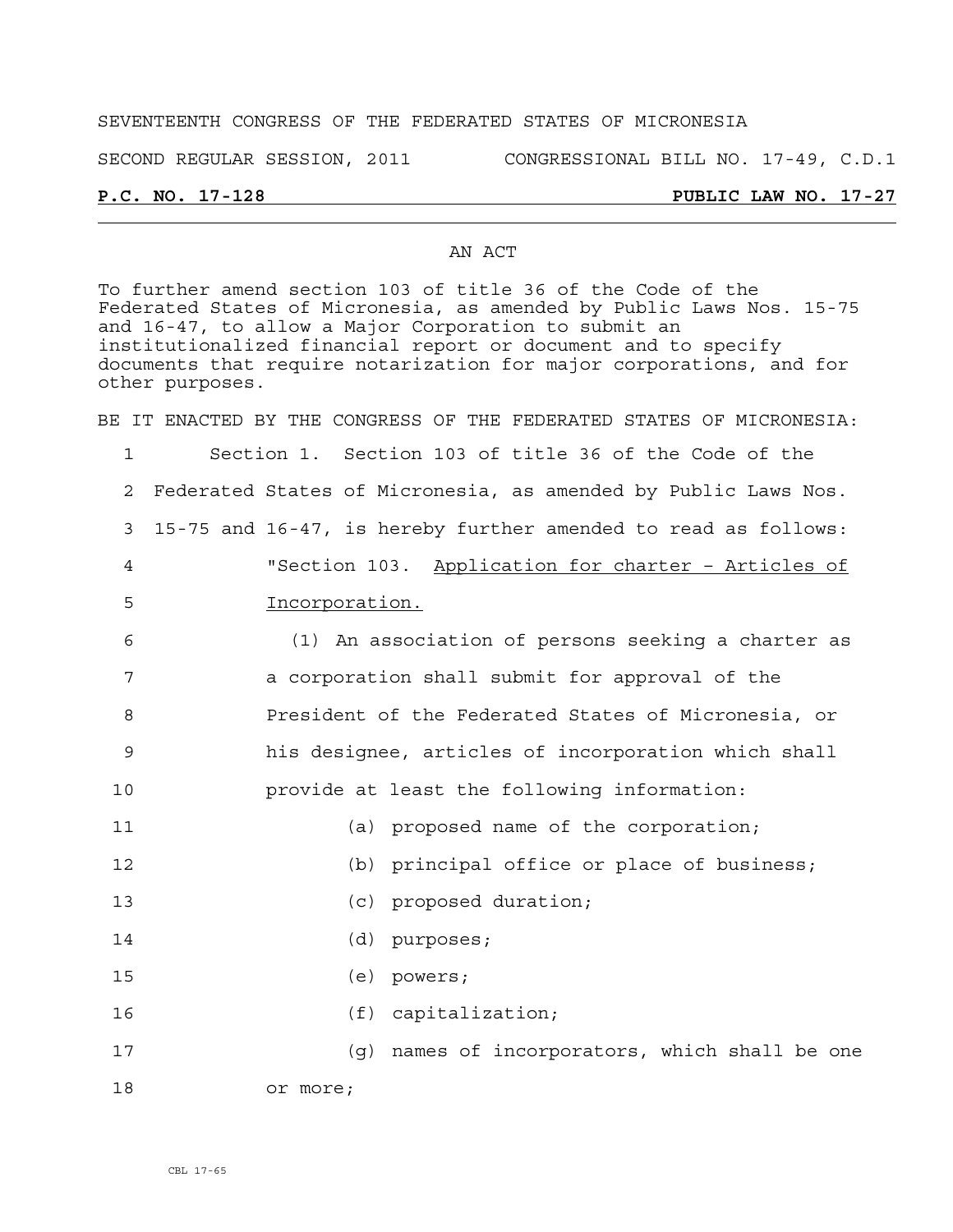SEVENTEENTH CONGRESS OF THE FEDERATED STATES OF MICRONESIA

SECOND REGULAR SESSION, 2011 CONGRESSIONAL BILL NO. 17-49, C.D.1

**P.C. NO. 17-128** **PUBLIC LAW NO. 17-27**

---

AN ACT

To further amend section 103 of title 36 of the Code of the Federated States of Micronesia, as amended by Public Laws Nos. 15-75 and 16-47, to allow a Major Corporation to submit an institutionalized financial report or document and to specify documents that require notarization for major corporations, and for other purposes.

BE IT ENACTED BY THE CONGRESS OF THE FEDERATED STATES OF MICRONESIA:

1 Section 1. Section 103 of title 36 of the Code of the
2 Federated States of Micronesia, as amended by Public Laws Nos.
3 15-75 and 16-47, is hereby further amended to read as follows:
4 "Section 103. Application for charter – Articles of
5 Incorporation.
6 (1) An association of persons seeking a charter as
7 a corporation shall submit for approval of the
8 President of the Federated States of Micronesia, or
9 his designee, articles of incorporation which shall
10 provide at least the following information:
11 (a) proposed name of the corporation;
12 (b) principal office or place of business;
13 (c) proposed duration;
14 (d) purposes;
15 (e) powers;
16 (f) capitalization;
17 (g) names of incorporators, which shall be one
18 or more;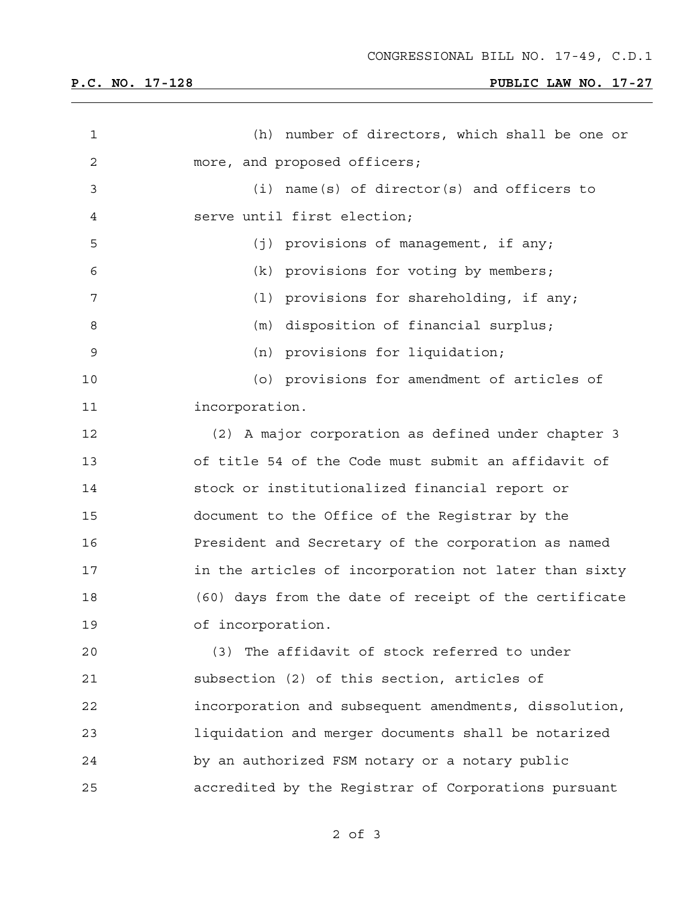(h) number of directors, which shall be one or more, and proposed officers;

(i) name(s) of director(s) and officers to serve until first election;

(j) provisions of management, if any;

(k) provisions for voting by members;

(l) provisions for shareholding, if any;

(m) disposition of financial surplus;

(n) provisions for liquidation;

(o) provisions for amendment of articles of incorporation.

(2) A major corporation as defined under chapter 3 of title 54 of the Code must submit an affidavit of stock or institutionalized financial report or document to the Office of the Registrar by the President and Secretary of the corporation as named in the articles of incorporation not later than sixty (60) days from the date of receipt of the certificate of incorporation.

(3) The affidavit of stock referred to under subsection (2) of this section, articles of incorporation and subsequent amendments, dissolution, liquidation and merger documents shall be notarized by an authorized FSM notary or a notary public accredited by the Registrar of Corporations pursuant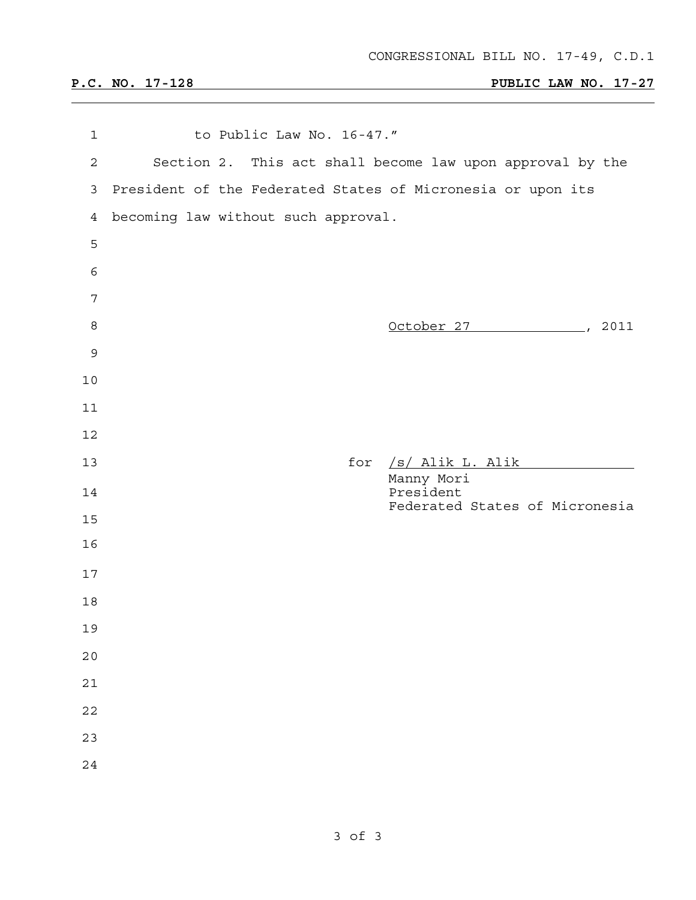CONGRESSIONAL BILL NO. 17-49, C.D.1

**P.C. NO. 17-128** **PUBLIC LAW NO. 17-27**

to Public Law No. 16-47."

Section 2. This act shall become law upon approval by the President of the Federated States of Micronesia or upon its becoming law without such approval.

October 27, 2011

for /s/ Alik L. Alik
Manny Mori
President
Federated States of Micronesia